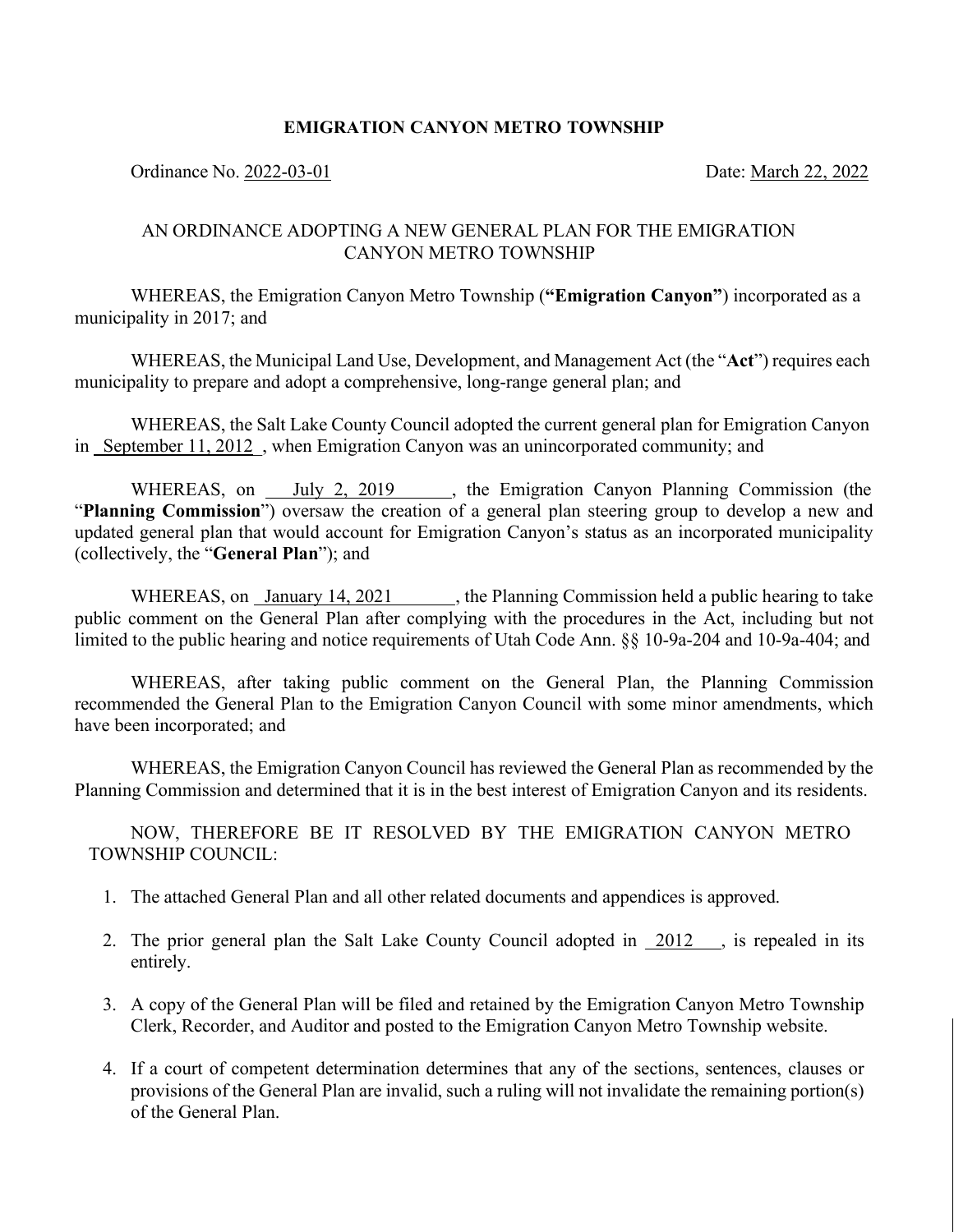**EMIGRATION CANYON METRO TOWNSHIP**

Ordinance No. 2022-03-01 Date: March 22, 2022

AN ORDINANCE ADOPTING A NEW GENERAL PLAN FOR THE EMIGRATION CANYON METRO TOWNSHIP

WHEREAS, the Emigration Canyon Metro Township (**"Emigration Canyon"**) incorporated as a municipality in 2017; and

WHEREAS, the Municipal Land Use, Development, and Management Act (the "**Act**") requires each municipality to prepare and adopt a comprehensive, long-range general plan; and

WHEREAS, the Salt Lake County Council adopted the current general plan for Emigration Canyon in September 11, 2012, when Emigration Canyon was an unincorporated community; and

WHEREAS, on July 2, 2019, the Emigration Canyon Planning Commission (the "**Planning Commission**") oversaw the creation of a general plan steering group to develop a new and updated general plan that would account for Emigration Canyon's status as an incorporated municipality (collectively, the "**General Plan**"); and

WHEREAS, on January 14, 2021, the Planning Commission held a public hearing to take public comment on the General Plan after complying with the procedures in the Act, including but not limited to the public hearing and notice requirements of Utah Code Ann. §§ 10-9a-204 and 10-9a-404; and

WHEREAS, after taking public comment on the General Plan, the Planning Commission recommended the General Plan to the Emigration Canyon Council with some minor amendments, which have been incorporated; and

WHEREAS, the Emigration Canyon Council has reviewed the General Plan as recommended by the Planning Commission and determined that it is in the best interest of Emigration Canyon and its residents.

NOW, THEREFORE BE IT RESOLVED BY THE EMIGRATION CANYON METRO TOWNSHIP COUNCIL:

1. The attached General Plan and all other related documents and appendices is approved.

2. The prior general plan the Salt Lake County Council adopted in 2012, is repealed in its entirely.

3. A copy of the General Plan will be filed and retained by the Emigration Canyon Metro Township Clerk, Recorder, and Auditor and posted to the Emigration Canyon Metro Township website.

4. If a court of competent determination determines that any of the sections, sentences, clauses or provisions of the General Plan are invalid, such a ruling will not invalidate the remaining portion(s) of the General Plan.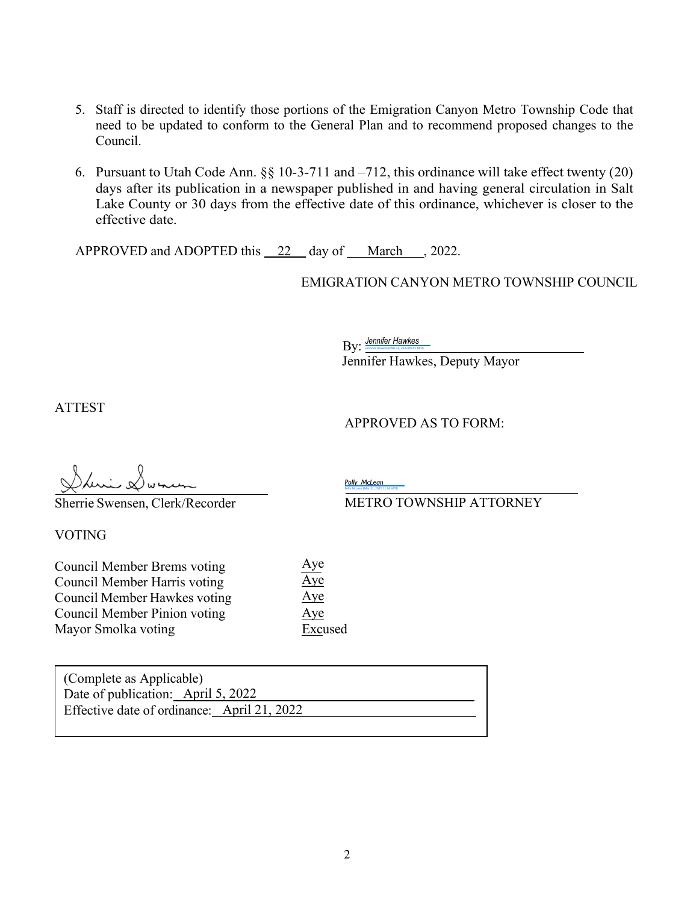5. Staff is directed to identify those portions of the Emigration Canyon Metro Township Code that need to be updated to conform to the General Plan and to recommend proposed changes to the Council.

6. Pursuant to Utah Code Ann. §§ 10-3-711 and –712, this ordinance will take effect twenty (20) days after its publication in a newspaper published in and having general circulation in Salt Lake County or 30 days from the effective date of this ordinance, whichever is closer to the effective date.

APPROVED and ADOPTED this 22 day of March, 2022.

EMIGRATION CANYON METRO TOWNSHIP COUNCIL

By: *Jennifer Hawkes*
Jennifer Hawkes (Mar 31, 2022 09:45 MDT)

Jennifer Hawkes, Deputy Mayor

ATTEST

*Sherrie Swensen*

Sherrie Swensen, Clerk/Recorder

APPROVED AS TO FORM:

*Polly McLean*
Polly McLean (Mar 31, 2022 11:36 MDT)

METRO TOWNSHIP ATTORNEY

VOTING

| | |
|---|---|
| Council Member Brems voting | Aye |
| Council Member Harris voting | Aye |
| Council Member Hawkes voting | Aye |
| Council Member Pinion voting | Aye |
| Mayor Smolka voting | Excused |

(Complete as Applicable)
Date of publication: April 5, 2022
Effective date of ordinance: April 21, 2022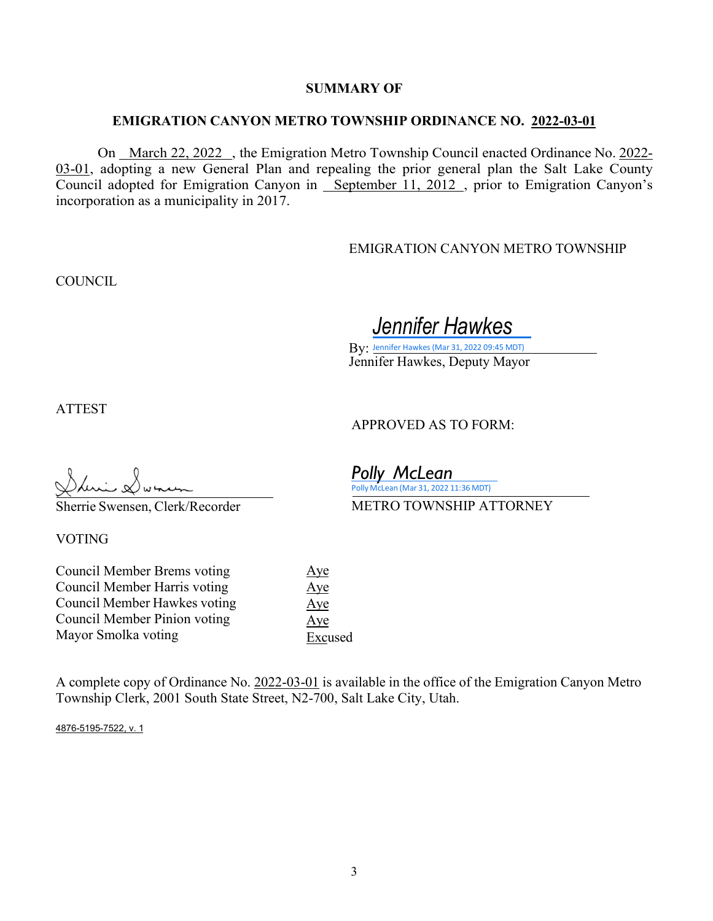**SUMMARY OF**

**EMIGRATION CANYON METRO TOWNSHIP ORDINANCE NO. 2022-03-01**

On March 22, 2022, the Emigration Metro Township Council enacted Ordinance No. 2022-03-01, adopting a new General Plan and repealing the prior general plan the Salt Lake County Council adopted for Emigration Canyon in September 11, 2012, prior to Emigration Canyon's incorporation as a municipality in 2017.

EMIGRATION CANYON METRO TOWNSHIP COUNCIL

*Jennifer Hawkes*

By: Jennifer Hawkes (Mar 31, 2022 09:45 MDT)
Jennifer Hawkes, Deputy Mayor

ATTEST

Sherrie Swensen, Clerk/Recorder

APPROVED AS TO FORM:

*Polly McLean*

Polly McLean (Mar 31, 2022 11:36 MDT)
METRO TOWNSHIP ATTORNEY

VOTING

| | |
|---|---|
| Council Member Brems voting | Aye |
| Council Member Harris voting | Aye |
| Council Member Hawkes voting | Aye |
| Council Member Pinion voting | Aye |
| Mayor Smolka voting | Excused |

A complete copy of Ordinance No. 2022-03-01 is available in the office of the Emigration Canyon Metro Township Clerk, 2001 South State Street, N2-700, Salt Lake City, Utah.

4876-5195-7522, v. 1